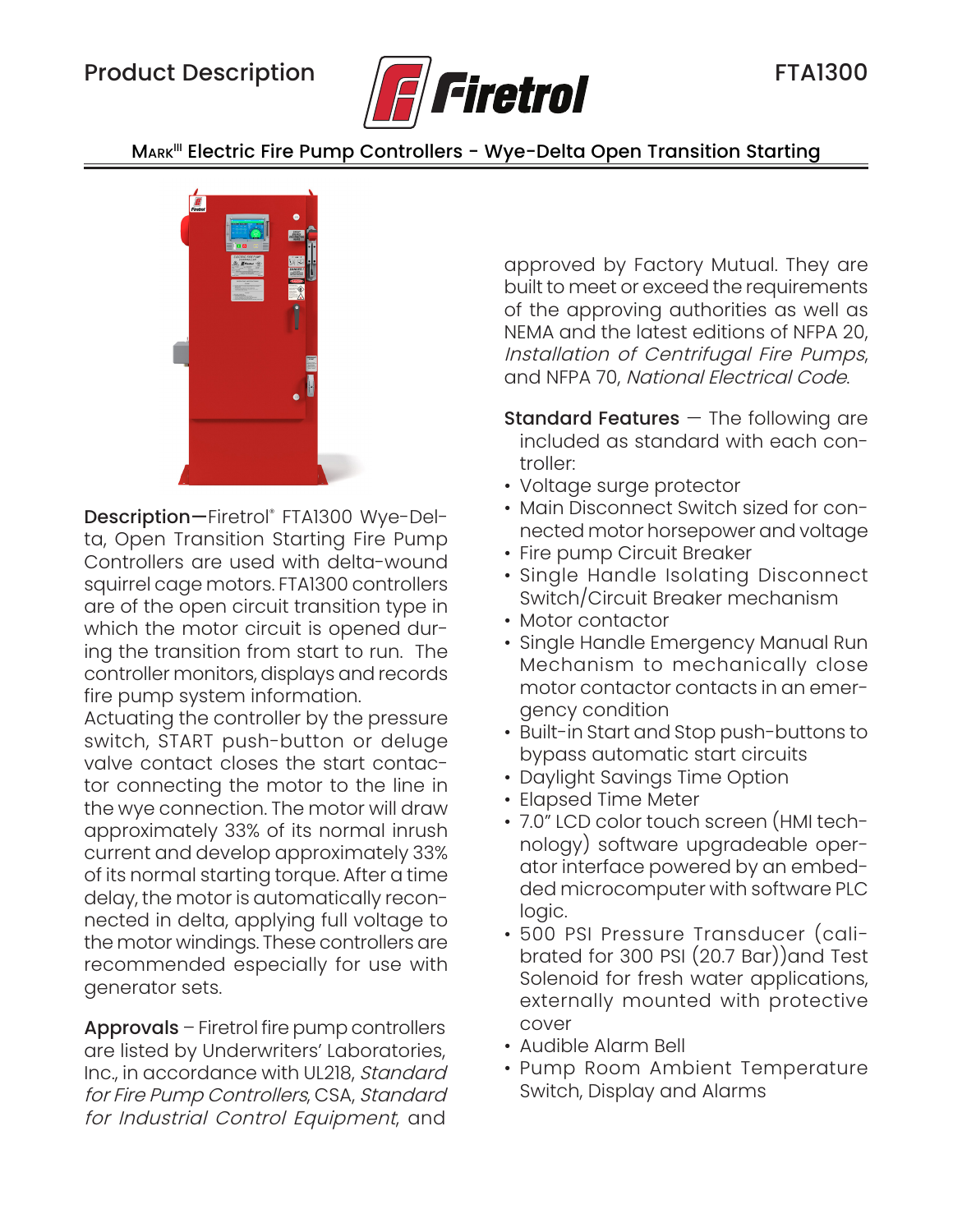Product Description

FTA1300

# Mark[III] Electric Fire Pump Controllers - Wye-Delta Open Transition Starting

**Description—**Firetrol® FTA1300 Wye-Delta, Open Transition Starting Fire Pump Controllers are used with delta-wound squirrel cage motors. FTA1300 controllers are of the open circuit transition type in which the motor circuit is opened during the transition from start to run. The controller monitors, displays and records fire pump system information.

Actuating the controller by the pressure switch, START push-button or deluge valve contact closes the start contactor connecting the motor to the line in the wye connection. The motor will draw approximately 33% of its normal inrush current and develop approximately 33% of its normal starting torque. After a time delay, the motor is automatically reconnected in delta, applying full voltage to the motor windings. These controllers are recommended especially for use with generator sets.

**Approvals** – Firetrol fire pump controllers are listed by Underwriters' Laboratories, Inc., in accordance with UL218, *Standard for Fire Pump Controllers*, CSA, *Standard for Industrial Control Equipment*, and approved by Factory Mutual. They are built to meet or exceed the requirements of the approving authorities as well as NEMA and the latest editions of NFPA 20, *Installation of Centrifugal Fire Pumps*, and NFPA 70, *National Electrical Code*.

**Standard Features** — The following are included as standard with each controller:

- Voltage surge protector
- Main Disconnect Switch sized for connected motor horsepower and voltage
- Fire pump Circuit Breaker
- Single Handle Isolating Disconnect Switch/Circuit Breaker mechanism
- Motor contactor
- Single Handle Emergency Manual Run Mechanism to mechanically close motor contactor contacts in an emergency condition
- Built-in Start and Stop push-buttons to bypass automatic start circuits
- Daylight Savings Time Option
- Elapsed Time Meter
- 7.0" LCD color touch screen (HMI technology) software upgradeable operator interface powered by an embedded microcomputer with software PLC logic.
- 500 PSI Pressure Transducer (calibrated for 300 PSI (20.7 Bar))and Test Solenoid for fresh water applications, externally mounted with protective cover
- Audible Alarm Bell
- Pump Room Ambient Temperature Switch, Display and Alarms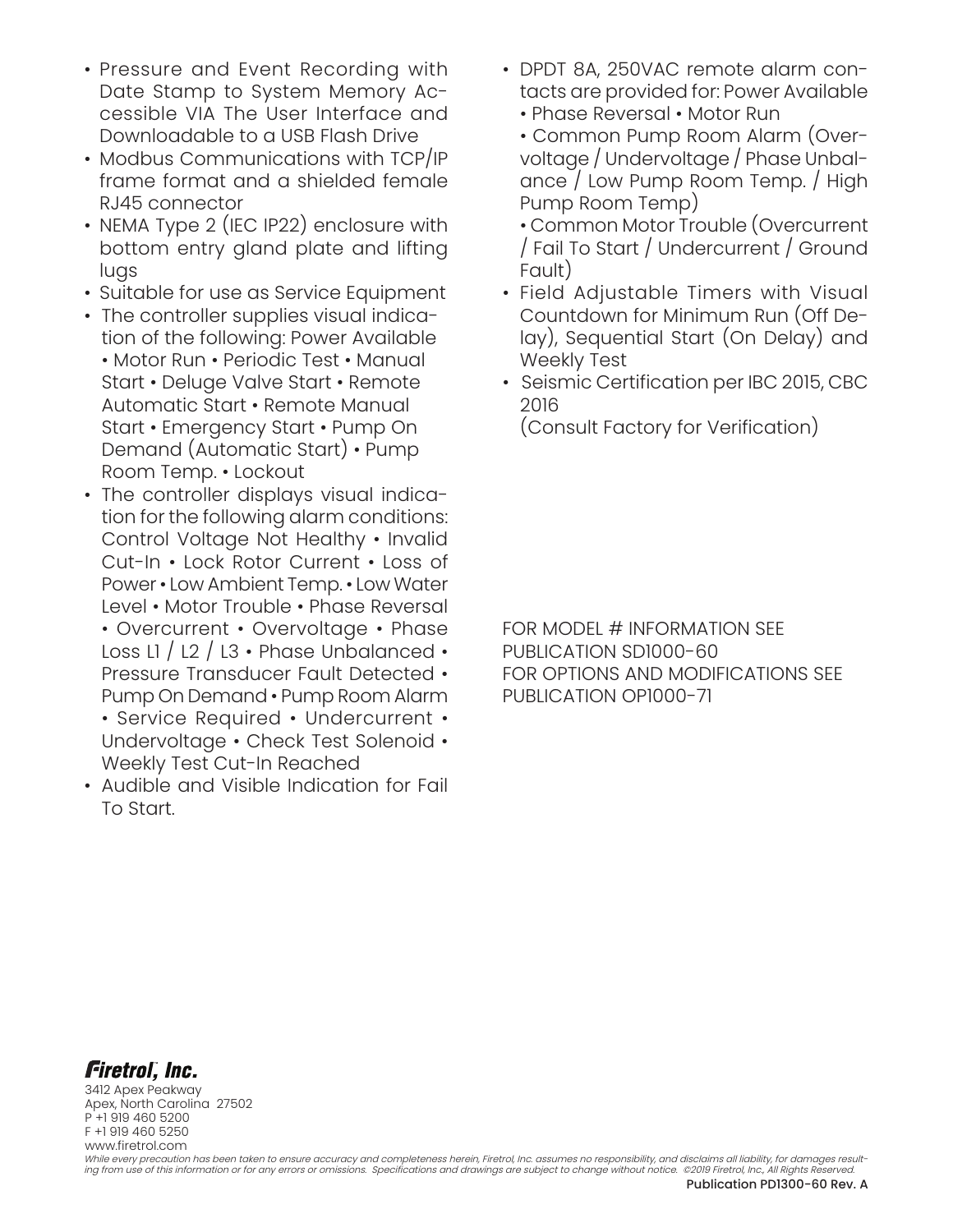- Pressure and Event Recording with Date Stamp to System Memory Accessible VIA The User Interface and Downloadable to a USB Flash Drive
- Modbus Communications with TCP/IP frame format and a shielded female RJ45 connector
- NEMA Type 2 (IEC IP22) enclosure with bottom entry gland plate and lifting lugs
- Suitable for use as Service Equipment
- The controller supplies visual indication of the following: Power Available • Motor Run • Periodic Test • Manual Start • Deluge Valve Start • Remote Automatic Start • Remote Manual Start • Emergency Start • Pump On Demand (Automatic Start) • Pump Room Temp. • Lockout
- The controller displays visual indication for the following alarm conditions: Control Voltage Not Healthy • Invalid Cut-In • Lock Rotor Current • Loss of Power • Low Ambient Temp. • Low Water Level • Motor Trouble • Phase Reversal • Overcurrent • Overvoltage • Phase Loss L1 / L2 / L3 • Phase Unbalanced • Pressure Transducer Fault Detected • Pump On Demand • Pump Room Alarm • Service Required • Undercurrent • Undervoltage • Check Test Solenoid • Weekly Test Cut-In Reached
- Audible and Visible Indication for Fail To Start.
- DPDT 8A, 250VAC remote alarm contacts are provided for: Power Available • Phase Reversal • Motor Run • Common Pump Room Alarm (Overvoltage / Undervoltage / Phase Unbalance / Low Pump Room Temp. / High Pump Room Temp) • Common Motor Trouble (Overcurrent / Fail To Start / Undercurrent / Ground Fault)
- Field Adjustable Timers with Visual Countdown for Minimum Run (Off Delay), Sequential Start (On Delay) and Weekly Test
- Seismic Certification per IBC 2015, CBC 2016 (Consult Factory for Verification)

FOR MODEL # INFORMATION SEE PUBLICATION SD1000-60
FOR OPTIONS AND MODIFICATIONS SEE PUBLICATION OP1000-71

**Firetrol, Inc.**
3412 Apex Peakway
Apex, North Carolina 27502
P +1 919 460 5200
F +1 919 460 5250
www.firetrol.com

*While every precaution has been taken to ensure accuracy and completeness herein, Firetrol, Inc. assumes no responsibility, and disclaims all liability, for damages resulting from use of this information or for any errors or omissions. Specifications and drawings are subject to change without notice. ©2019 Firetrol, Inc., All Rights Reserved.*

Publication PD1300-60 Rev. A